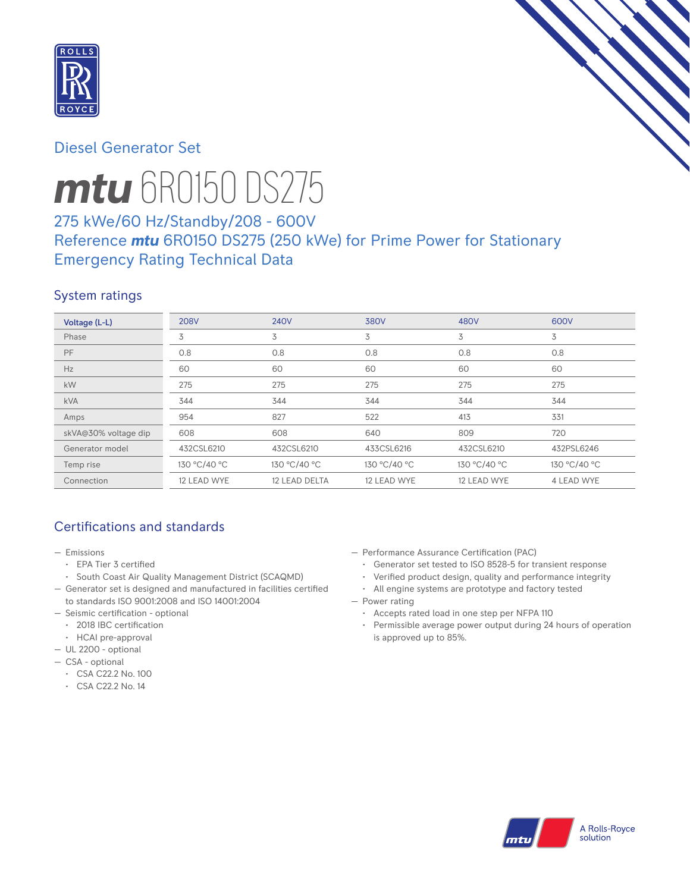## Diesel Generator Set

# *mtu* 6R0150 DS275

### 275 kWe/60 Hz/Standby/208 - 600V
### Reference *mtu* 6R0150 DS275 (250 kWe) for Prime Power for Stationary Emergency Rating Technical Data

## System ratings

| Voltage (L-L) | 208V | 240V | 380V | 480V | 600V |
|---|---|---|---|---|---|
| Phase | 3 | 3 | 3 | 3 | 3 |
| PF | 0.8 | 0.8 | 0.8 | 0.8 | 0.8 |
| Hz | 60 | 60 | 60 | 60 | 60 |
| kW | 275 | 275 | 275 | 275 | 275 |
| kVA | 344 | 344 | 344 | 344 | 344 |
| Amps | 954 | 827 | 522 | 413 | 331 |
| skVA@30% voltage dip | 608 | 608 | 640 | 809 | 720 |
| Generator model | 432CSL6210 | 432CSL6210 | 433CSL6216 | 432CSL6210 | 432PSL6246 |
| Temp rise | 130 °C/40 °C | 130 °C/40 °C | 130 °C/40 °C | 130 °C/40 °C | 130 °C/40 °C |
| Connection | 12 LEAD WYE | 12 LEAD DELTA | 12 LEAD WYE | 12 LEAD WYE | 4 LEAD WYE |

## Certifications and standards

- Emissions
  - EPA Tier 3 certified
  - South Coast Air Quality Management District (SCAQMD)
- Generator set is designed and manufactured in facilities certified to standards ISO 9001:2008 and ISO 14001:2004
- Seismic certification - optional
  - 2018 IBC certification
  - HCAI pre-approval
- UL 2200 - optional
- CSA - optional
  - CSA C22.2 No. 100
  - CSA C22.2 No. 14
- Performance Assurance Certification (PAC)
  - Generator set tested to ISO 8528-5 for transient response
  - Verified product design, quality and performance integrity
  - All engine systems are prototype and factory tested
- Power rating
  - Accepts rated load in one step per NFPA 110
  - Permissible average power output during 24 hours of operation is approved up to 85%.

A Rolls-Royce solution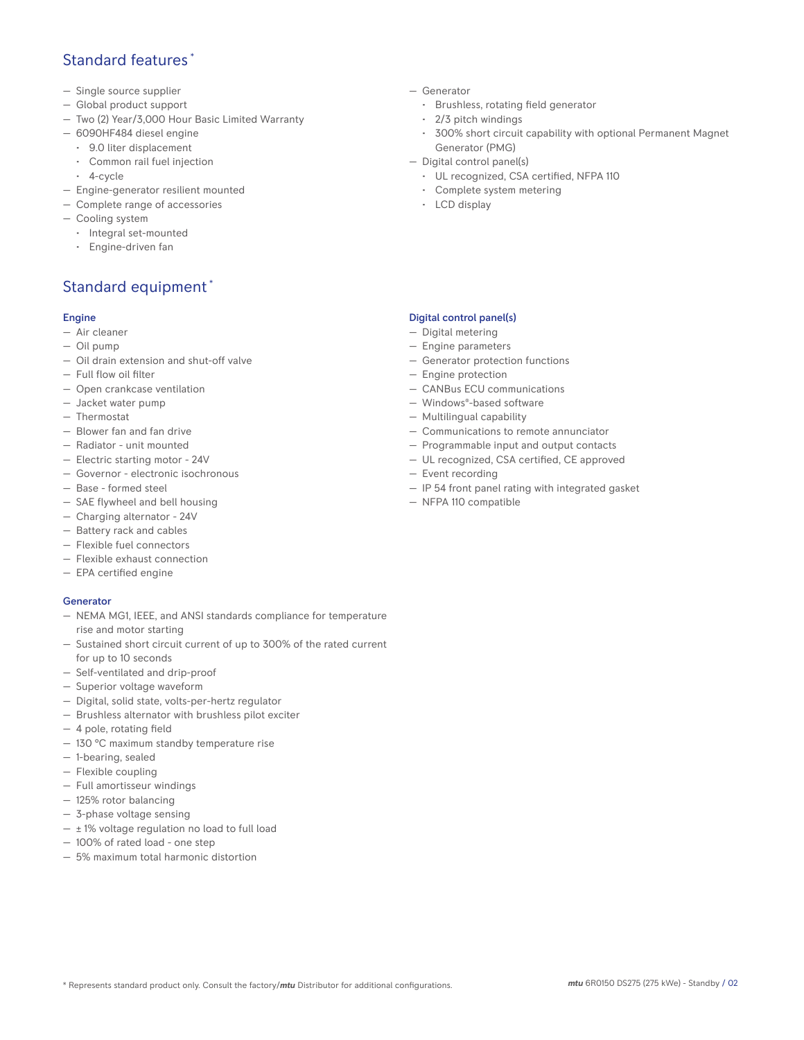## Standard features *

- Single source supplier
- Global product support
- Two (2) Year/3,000 Hour Basic Limited Warranty
- 6090HF484 diesel engine
  - 9.0 liter displacement
  - Common rail fuel injection
  - 4-cycle
- Engine-generator resilient mounted
- Complete range of accessories
- Cooling system
  - Integral set-mounted
  - Engine-driven fan
- Generator
  - Brushless, rotating field generator
  - 2/3 pitch windings
  - 300% short circuit capability with optional Permanent Magnet Generator (PMG)
- Digital control panel(s)
  - UL recognized, CSA certified, NFPA 110
  - Complete system metering
  - LCD display

## Standard equipment *

### Engine

- Air cleaner
- Oil pump
- Oil drain extension and shut-off valve
- Full flow oil filter
- Open crankcase ventilation
- Jacket water pump
- Thermostat
- Blower fan and fan drive
- Radiator - unit mounted
- Electric starting motor - 24V
- Governor - electronic isochronous
- Base - formed steel
- SAE flywheel and bell housing
- Charging alternator - 24V
- Battery rack and cables
- Flexible fuel connectors
- Flexible exhaust connection
- EPA certified engine

### Generator

- NEMA MG1, IEEE, and ANSI standards compliance for temperature rise and motor starting
- Sustained short circuit current of up to 300% of the rated current for up to 10 seconds
- Self-ventilated and drip-proof
- Superior voltage waveform
- Digital, solid state, volts-per-hertz regulator
- Brushless alternator with brushless pilot exciter
- 4 pole, rotating field
- 130 °C maximum standby temperature rise
- 1-bearing, sealed
- Flexible coupling
- Full amortisseur windings
- 125% rotor balancing
- 3-phase voltage sensing
- ± 1% voltage regulation no load to full load
- 100% of rated load - one step
- 5% maximum total harmonic distortion

### Digital control panel(s)

- Digital metering
- Engine parameters
- Generator protection functions
- Engine protection
- CANBus ECU communications
- Windows®-based software
- Multilingual capability
- Communications to remote annunciator
- Programmable input and output contacts
- UL recognized, CSA certified, CE approved
- Event recording
- IP 54 front panel rating with integrated gasket
- NFPA 110 compatible

* Represents standard product only. Consult the factory/*mtu* Distributor for additional configurations.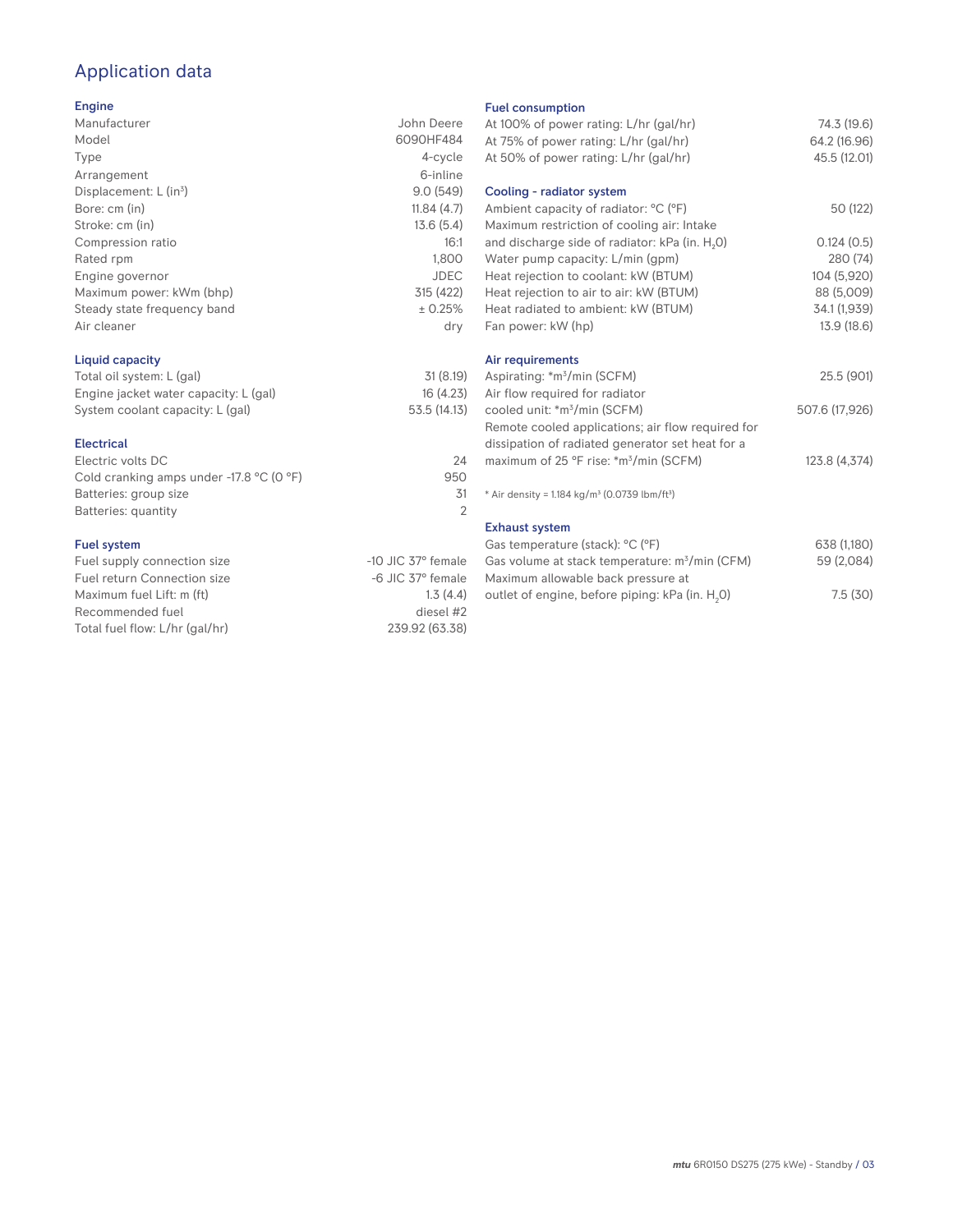# Application data

## Engine

| | |
|---|---|
| Manufacturer | John Deere |
| Model | 6090HF484 |
| Type | 4-cycle |
| Arrangement | 6-inline |
| Displacement: L ($in^3$) | 9.0 (549) |
| Bore: cm (in) | 11.84 (4.7) |
| Stroke: cm (in) | 13.6 (5.4) |
| Compression ratio | 16:1 |
| Rated rpm | 1,800 |
| Engine governor | JDEC |
| Maximum power: kWm (bhp) | 315 (422) |
| Steady state frequency band | ± 0.25% |
| Air cleaner | dry |

## Liquid capacity

| | |
|---|---|
| Total oil system: L (gal) | 31 (8.19) |
| Engine jacket water capacity: L (gal) | 16 (4.23) |
| System coolant capacity: L (gal) | 53.5 (14.13) |

## Electrical

| | |
|---|---|
| Electric volts DC | 24 |
| Cold cranking amps under -17.8 °C (0 °F) | 950 |
| Batteries: group size | 31 |
| Batteries: quantity | 2 |

## Fuel system

| | |
|---|---|
| Fuel supply connection size | -10 JIC 37° female |
| Fuel return Connection size | -6 JIC 37° female |
| Maximum fuel Lift: m (ft) | 1.3 (4.4) |
| Recommended fuel | diesel #2 |
| Total fuel flow: L/hr (gal/hr) | 239.92 (63.38) |

## Fuel consumption

| | |
|---|---|
| At 100% of power rating: L/hr (gal/hr) | 74.3 (19.6) |
| At 75% of power rating: L/hr (gal/hr) | 64.2 (16.96) |
| At 50% of power rating: L/hr (gal/hr) | 45.5 (12.01) |

## Cooling - radiator system

| | |
|---|---|
| Ambient capacity of radiator: °C (°F) | 50 (122) |
| Maximum restriction of cooling air: Intake and discharge side of radiator: kPa (in. $H_2O$) | 0.124 (0.5) |
| Water pump capacity: L/min (gpm) | 280 (74) |
| Heat rejection to coolant: kW (BTUM) | 104 (5,920) |
| Heat rejection to air to air: kW (BTUM) | 88 (5,009) |
| Heat radiated to ambient: kW (BTUM) | 34.1 (1,939) |
| Fan power: kW (hp) | 13.9 (18.6) |

## Air requirements

| | |
|---|---|
| Aspirating: *$m^3$/min (SCFM) | 25.5 (901) |
| Air flow required for radiator cooled unit: *$m^3$/min (SCFM) | 507.6 (17,926) |
| Remote cooled applications; air flow required for dissipation of radiated generator set heat for a maximum of 25 °F rise: *$m^3$/min (SCFM) | 123.8 (4,374) |

* Air density = 1.184 kg/$m^3$ (0.0739 lbm/$ft^3$)

## Exhaust system

| | |
|---|---|
| Gas temperature (stack): °C (°F) | 638 (1,180) |
| Gas volume at stack temperature: $m^3$/min (CFM) | 59 (2,084) |
| Maximum allowable back pressure at outlet of engine, before piping: kPa (in. $H_2O$) | 7.5 (30) |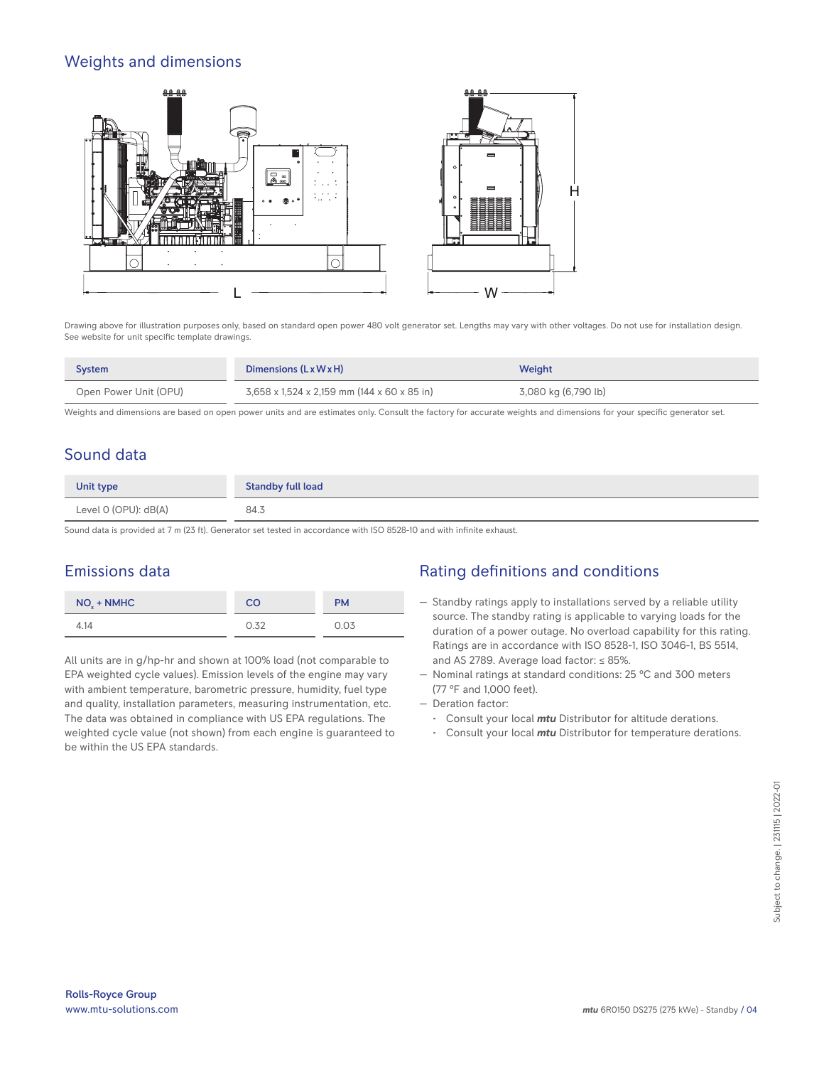## Weights and dimensions

L

W

H

Drawing above for illustration purposes only, based on standard open power 480 volt generator set. Lengths may vary with other voltages. Do not use for installation design. See website for unit specific template drawings.

| System | Dimensions (L x W x H) | Weight |
|---|---|---|
| Open Power Unit (OPU) | 3,658 x 1,524 x 2,159 mm (144 x 60 x 85 in) | 3,080 kg (6,790 lb) |

Weights and dimensions are based on open power units and are estimates only. Consult the factory for accurate weights and dimensions for your specific generator set.

## Sound data

| Unit type | Standby full load |
|---|---|
| Level 0 (OPU): dB(A) | 84.3 |

Sound data is provided at 7 m (23 ft). Generator set tested in accordance with ISO 8528-10 and with infinite exhaust.

## Emissions data

| $NO_x$ + NMHC | CO | PM |
|---|---|---|
| 4.14 | 0.32 | 0.03 |

All units are in g/hp-hr and shown at 100% load (not comparable to EPA weighted cycle values). Emission levels of the engine may vary with ambient temperature, barometric pressure, humidity, fuel type and quality, installation parameters, measuring instrumentation, etc. The data was obtained in compliance with US EPA regulations. The weighted cycle value (not shown) from each engine is guaranteed to be within the US EPA standards.

## Rating definitions and conditions

- Standby ratings apply to installations served by a reliable utility source. The standby rating is applicable to varying loads for the duration of a power outage. No overload capability for this rating. Ratings are in accordance with ISO 8528-1, ISO 3046-1, BS 5514, and AS 2789. Average load factor: ≤ 85%.
- Nominal ratings at standard conditions: 25 °C and 300 meters (77 °F and 1,000 feet).
- Deration factor:
  - Consult your local ***mtu*** Distributor for altitude derations.
  - Consult your local ***mtu*** Distributor for temperature derations.

Subject to change. | 231115 | 2022-01

**Rolls-Royce Group**
www.mtu-solutions.com